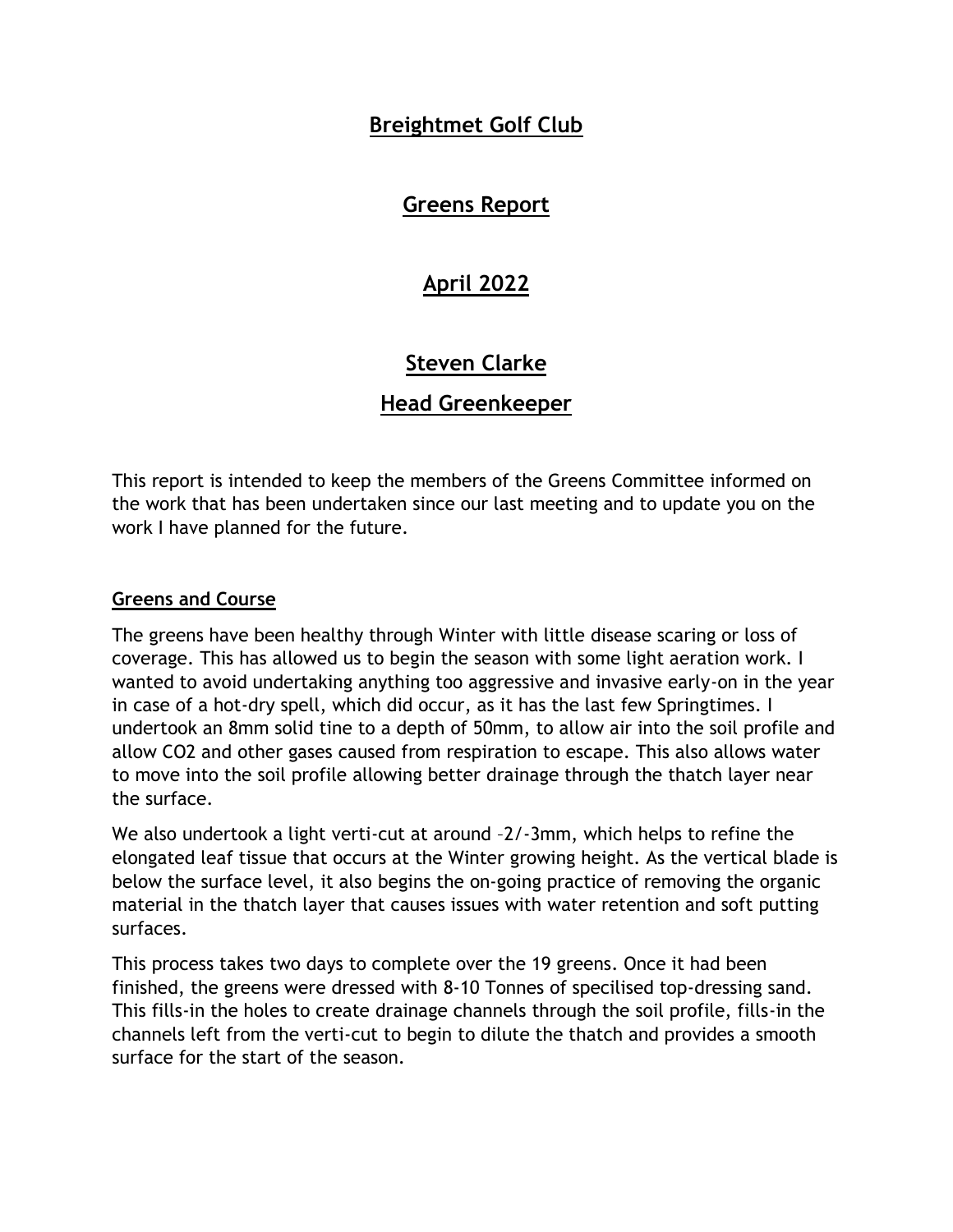# Breightmet Golf Club

## Greens Report

## April 2022

## Steven Clarke

## Head Greenkeeper

This report is intended to keep the members of the Greens Committee informed on the work that has been undertaken since our last meeting and to update you on the work I have planned for the future.

### Greens and Course

The greens have been healthy through Winter with little disease scaring or loss of coverage. This has allowed us to begin the season with some light aeration work. I wanted to avoid undertaking anything too aggressive and invasive early-on in the year in case of a hot-dry spell, which did occur, as it has the last few Springtimes. I undertook an 8mm solid tine to a depth of 50mm, to allow air into the soil profile and allow $CO_2$ and other gases caused from respiration to escape. This also allows water to move into the soil profile allowing better drainage through the thatch layer near the surface.

We also undertook a light verti-cut at around –2/-3mm, which helps to refine the elongated leaf tissue that occurs at the Winter growing height. As the vertical blade is below the surface level, it also begins the on-going practice of removing the organic material in the thatch layer that causes issues with water retention and soft putting surfaces.

This process takes two days to complete over the 19 greens. Once it had been finished, the greens were dressed with 8-10 Tonnes of specilised top-dressing sand. This fills-in the holes to create drainage channels through the soil profile, fills-in the channels left from the verti-cut to begin to dilute the thatch and provides a smooth surface for the start of the season.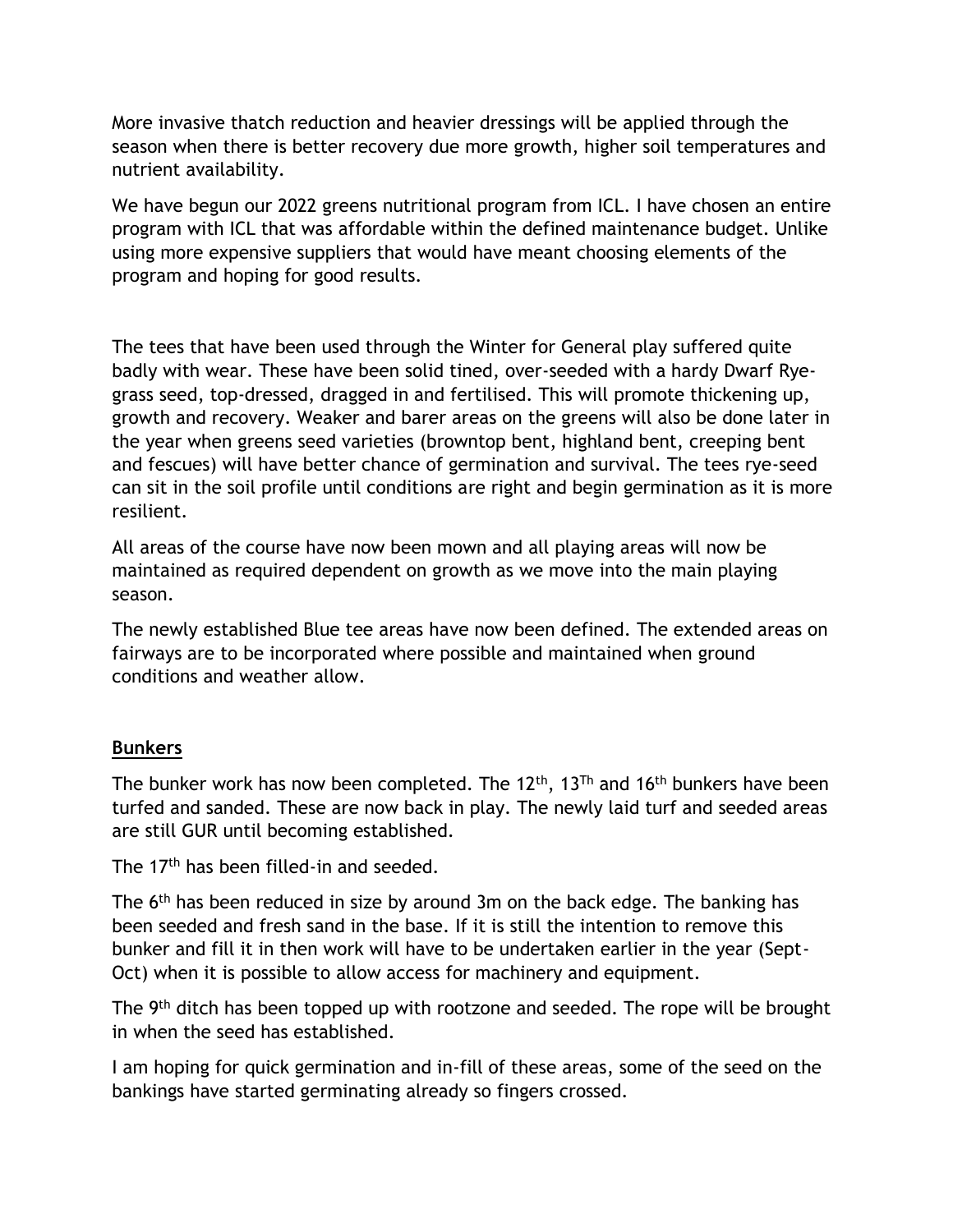More invasive thatch reduction and heavier dressings will be applied through the season when there is better recovery due more growth, higher soil temperatures and nutrient availability.

We have begun our 2022 greens nutritional program from ICL. I have chosen an entire program with ICL that was affordable within the defined maintenance budget. Unlike using more expensive suppliers that would have meant choosing elements of the program and hoping for good results.

The tees that have been used through the Winter for General play suffered quite badly with wear. These have been solid tined, over-seeded with a hardy Dwarf Rye-grass seed, top-dressed, dragged in and fertilised. This will promote thickening up, growth and recovery. Weaker and barer areas on the greens will also be done later in the year when greens seed varieties (browntop bent, highland bent, creeping bent and fescues) will have better chance of germination and survival. The tees rye-seed can sit in the soil profile until conditions are right and begin germination as it is more resilient.

All areas of the course have now been mown and all playing areas will now be maintained as required dependent on growth as we move into the main playing season.

The newly established Blue tee areas have now been defined. The extended areas on fairways are to be incorporated where possible and maintained when ground conditions and weather allow.

## Bunkers

The bunker work has now been completed. The 12th, 13Th and 16th bunkers have been turfed and sanded. These are now back in play. The newly laid turf and seeded areas are still GUR until becoming established.

The 17th has been filled-in and seeded.

The 6th has been reduced in size by around 3m on the back edge. The banking has been seeded and fresh sand in the base. If it is still the intention to remove this bunker and fill it in then work will have to be undertaken earlier in the year (Sept-Oct) when it is possible to allow access for machinery and equipment.

The 9th ditch has been topped up with rootzone and seeded. The rope will be brought in when the seed has established.

I am hoping for quick germination and in-fill of these areas, some of the seed on the bankings have started germinating already so fingers crossed.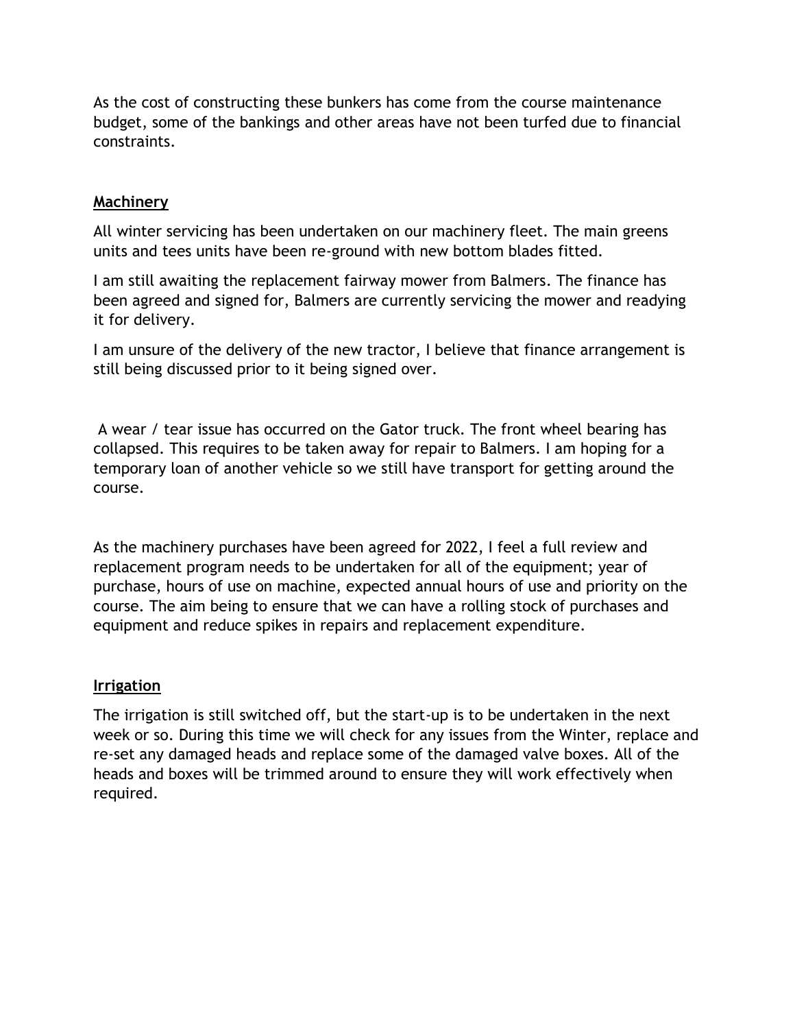As the cost of constructing these bunkers has come from the course maintenance budget, some of the bankings and other areas have not been turfed due to financial constraints.

## **Machinery**

All winter servicing has been undertaken on our machinery fleet. The main greens units and tees units have been re-ground with new bottom blades fitted.

I am still awaiting the replacement fairway mower from Balmers. The finance has been agreed and signed for, Balmers are currently servicing the mower and readying it for delivery.

I am unsure of the delivery of the new tractor, I believe that finance arrangement is still being discussed prior to it being signed over.

A wear / tear issue has occurred on the Gator truck. The front wheel bearing has collapsed. This requires to be taken away for repair to Balmers. I am hoping for a temporary loan of another vehicle so we still have transport for getting around the course.

As the machinery purchases have been agreed for 2022, I feel a full review and replacement program needs to be undertaken for all of the equipment; year of purchase, hours of use on machine, expected annual hours of use and priority on the course. The aim being to ensure that we can have a rolling stock of purchases and equipment and reduce spikes in repairs and replacement expenditure.

## **Irrigation**

The irrigation is still switched off, but the start-up is to be undertaken in the next week or so. During this time we will check for any issues from the Winter, replace and re-set any damaged heads and replace some of the damaged valve boxes. All of the heads and boxes will be trimmed around to ensure they will work effectively when required.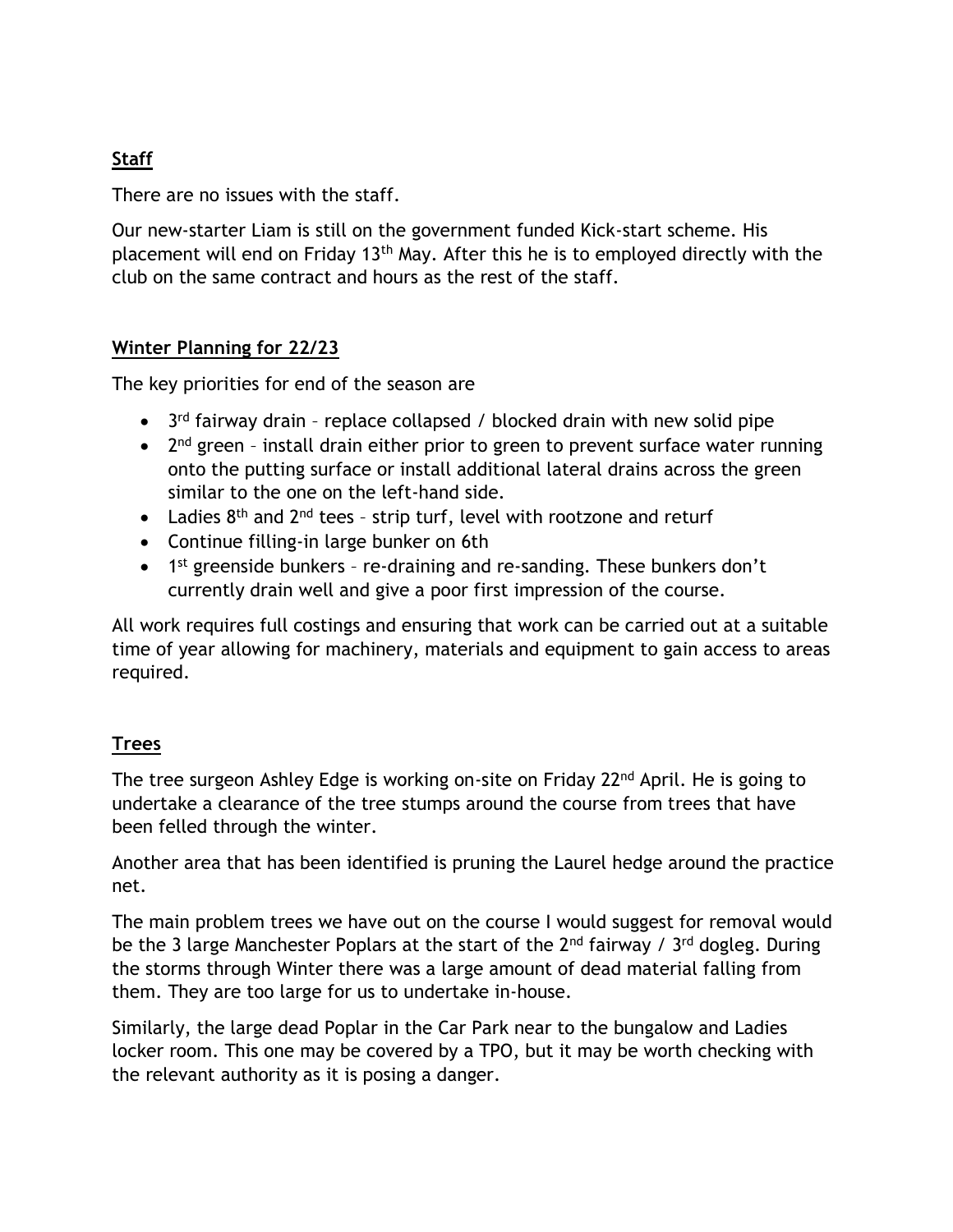## Staff

There are no issues with the staff.

Our new-starter Liam is still on the government funded Kick-start scheme. His placement will end on Friday 13th May. After this he is to employed directly with the club on the same contract and hours as the rest of the staff.

## Winter Planning for 22/23

The key priorities for end of the season are

- 3rd fairway drain – replace collapsed / blocked drain with new solid pipe
- 2nd green – install drain either prior to green to prevent surface water running onto the putting surface or install additional lateral drains across the green similar to the one on the left-hand side.
- Ladies 8th and 2nd tees – strip turf, level with rootzone and returf
- Continue filling-in large bunker on 6th
- 1st greenside bunkers – re-draining and re-sanding. These bunkers don't currently drain well and give a poor first impression of the course.

All work requires full costings and ensuring that work can be carried out at a suitable time of year allowing for machinery, materials and equipment to gain access to areas required.

## Trees

The tree surgeon Ashley Edge is working on-site on Friday 22nd April. He is going to undertake a clearance of the tree stumps around the course from trees that have been felled through the winter.

Another area that has been identified is pruning the Laurel hedge around the practice net.

The main problem trees we have out on the course I would suggest for removal would be the 3 large Manchester Poplars at the start of the 2nd fairway / 3rd dogleg. During the storms through Winter there was a large amount of dead material falling from them. They are too large for us to undertake in-house.

Similarly, the large dead Poplar in the Car Park near to the bungalow and Ladies locker room. This one may be covered by a TPO, but it may be worth checking with the relevant authority as it is posing a danger.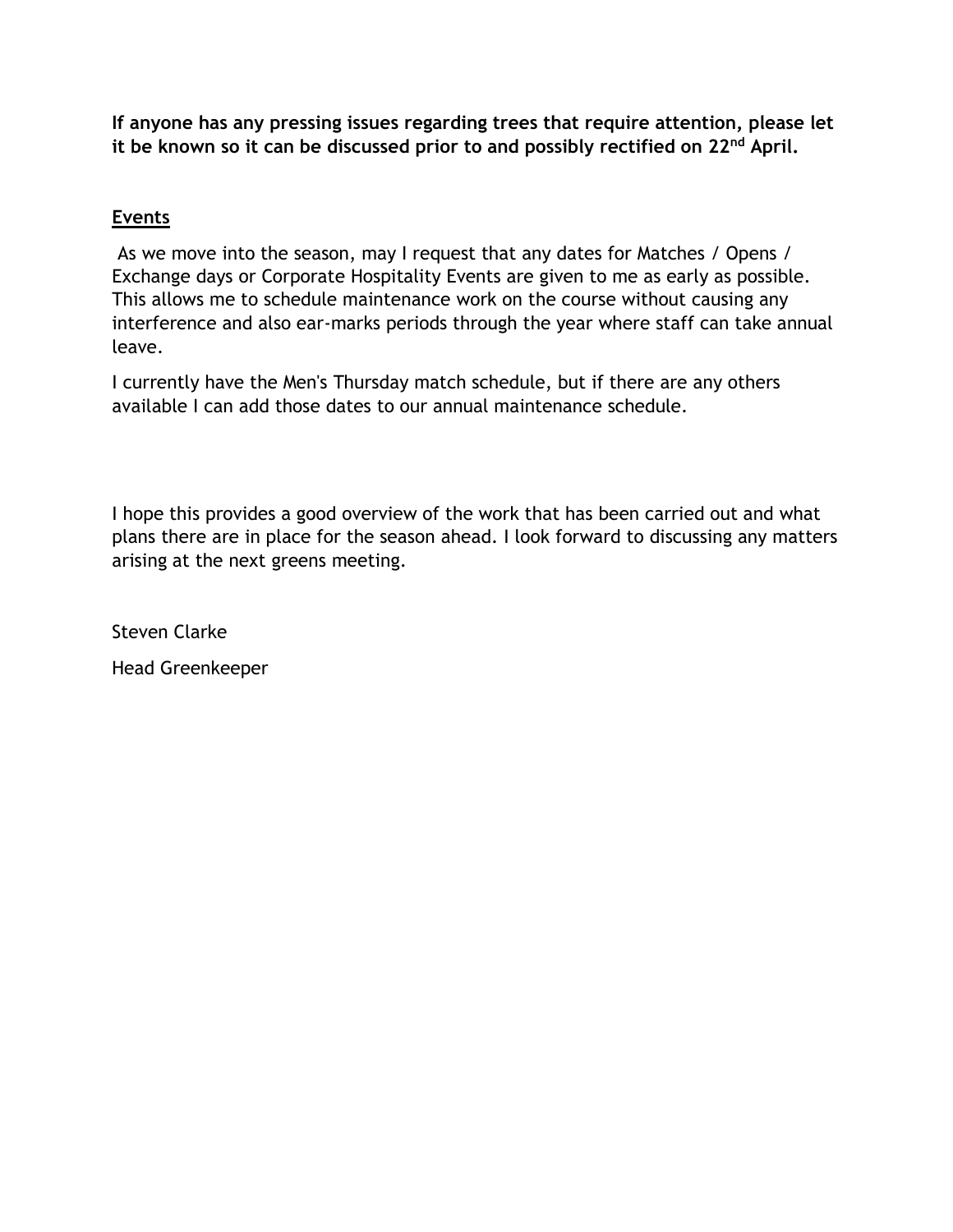**If anyone has any pressing issues regarding trees that require attention, please let it be known so it can be discussed prior to and possibly rectified on 22nd April.**

## Events

As we move into the season, may I request that any dates for Matches / Opens / Exchange days or Corporate Hospitality Events are given to me as early as possible. This allows me to schedule maintenance work on the course without causing any interference and also ear-marks periods through the year where staff can take annual leave.

I currently have the Men's Thursday match schedule, but if there are any others available I can add those dates to our annual maintenance schedule.

I hope this provides a good overview of the work that has been carried out and what plans there are in place for the season ahead. I look forward to discussing any matters arising at the next greens meeting.

Steven Clarke

Head Greenkeeper